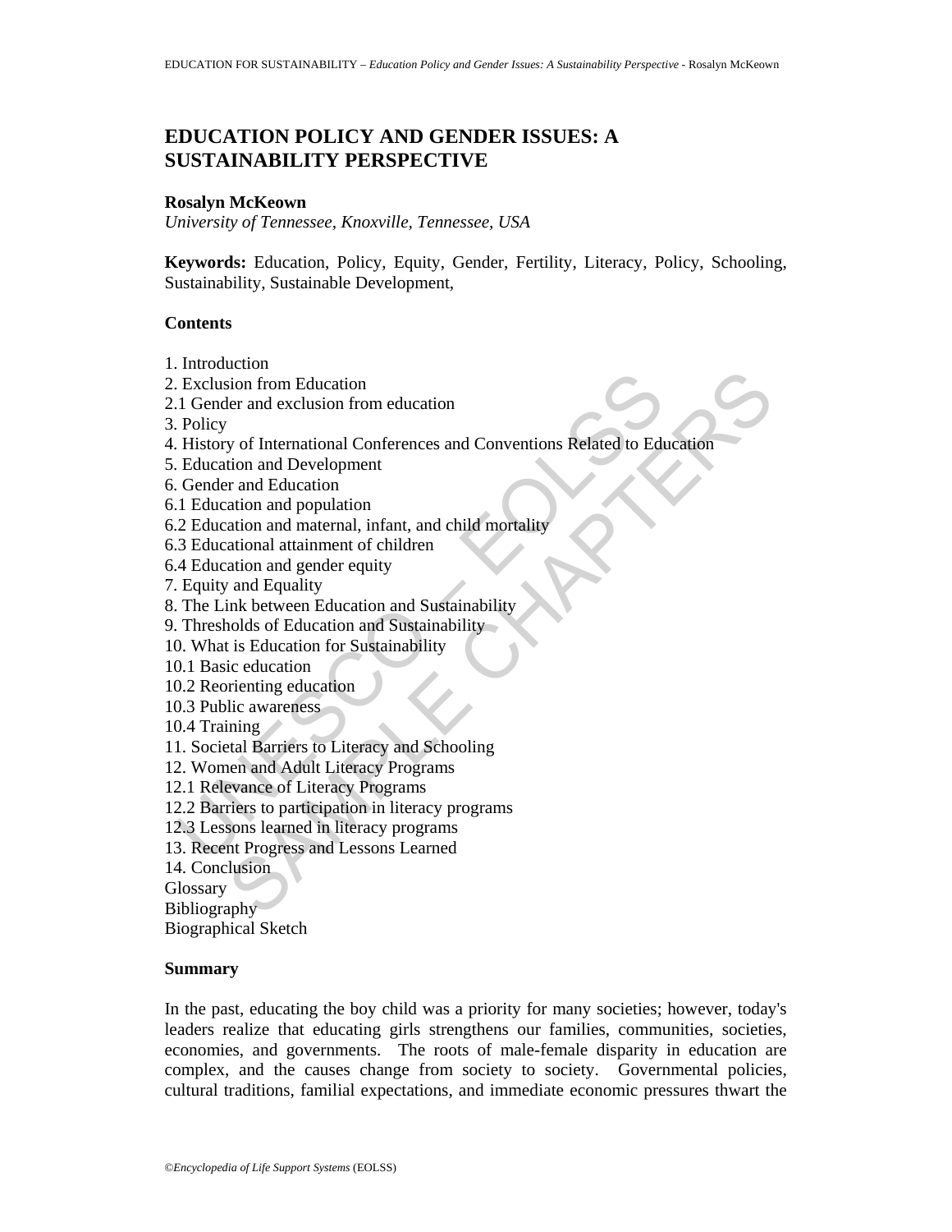# EDUCATION POLICY AND GENDER ISSUES: A SUSTAINABILITY PERSPECTIVE

**Rosalyn McKeown**

*University of Tennessee, Knoxville, Tennessee, USA*

**Keywords:** Education, Policy, Equity, Gender, Fertility, Literacy, Policy, Schooling, Sustainability, Sustainable Development,

**Contents**

1. Introduction
2. Exclusion from Education
2.1 Gender and exclusion from education
3. Policy
4. History of International Conferences and Conventions Related to Education
5. Education and Development
6. Gender and Education
6.1 Education and population
6.2 Education and maternal, infant, and child mortality
6.3 Educational attainment of children
6.4 Education and gender equity
7. Equity and Equality
8. The Link between Education and Sustainability
9. Thresholds of Education and Sustainability
10. What is Education for Sustainability
10.1 Basic education
10.2 Reorienting education
10.3 Public awareness
10.4 Training
11. Societal Barriers to Literacy and Schooling
12. Women and Adult Literacy Programs
12.1 Relevance of Literacy Programs
12.2 Barriers to participation in literacy programs
12.3 Lessons learned in literacy programs
13. Recent Progress and Lessons Learned
14. Conclusion

Glossary

Bibliography

Biographical Sketch

**Summary**

In the past, educating the boy child was a priority for many societies; however, today's leaders realize that educating girls strengthens our families, communities, societies, economies, and governments. The roots of male-female disparity in education are complex, and the causes change from society to society. Governmental policies, cultural traditions, familial expectations, and immediate economic pressures thwart the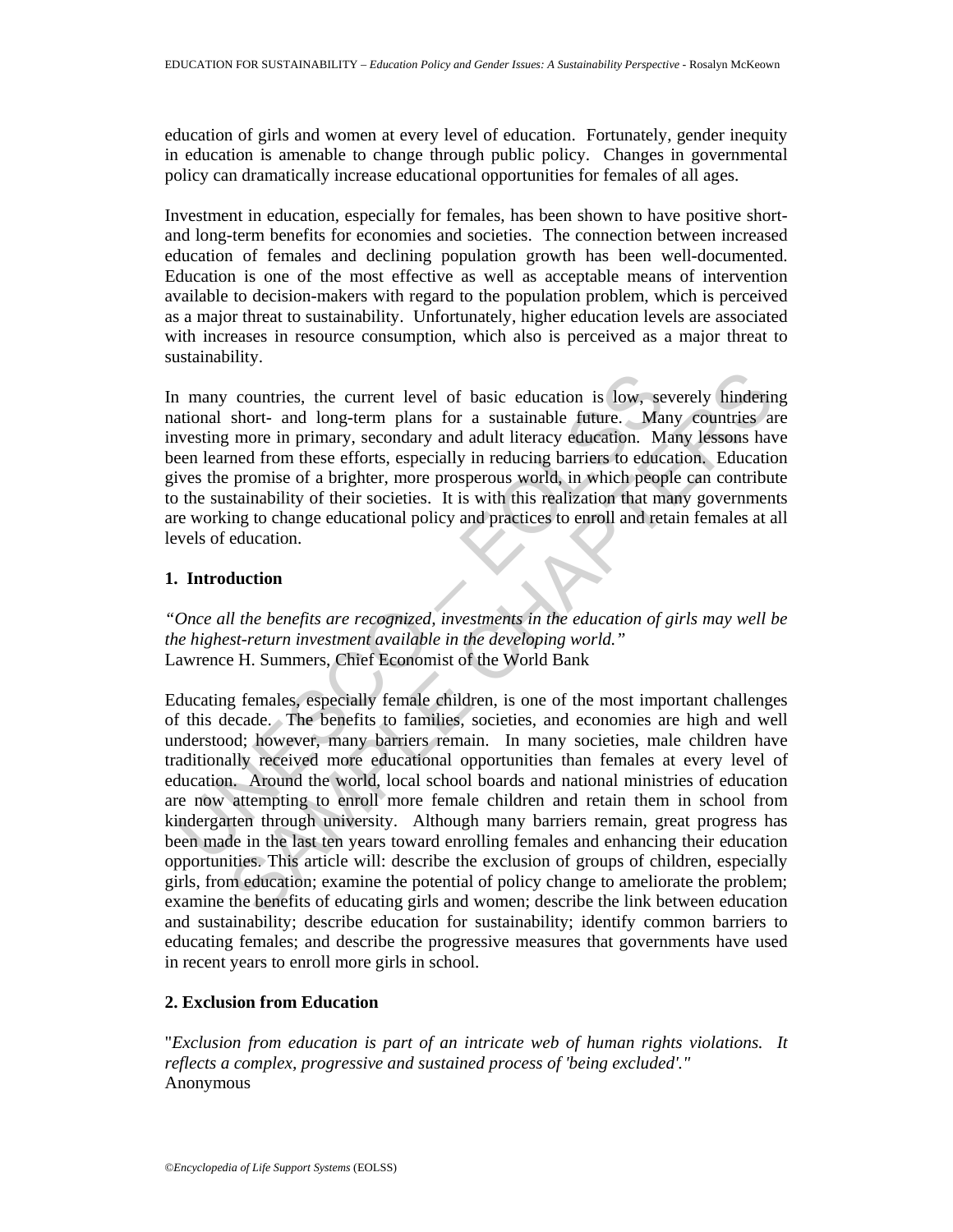education of girls and women at every level of education. Fortunately, gender inequity in education is amenable to change through public policy. Changes in governmental policy can dramatically increase educational opportunities for females of all ages.

Investment in education, especially for females, has been shown to have positive short- and long-term benefits for economies and societies. The connection between increased education of females and declining population growth has been well-documented. Education is one of the most effective as well as acceptable means of intervention available to decision-makers with regard to the population problem, which is perceived as a major threat to sustainability. Unfortunately, higher education levels are associated with increases in resource consumption, which also is perceived as a major threat to sustainability.

In many countries, the current level of basic education is low, severely hindering national short- and long-term plans for a sustainable future. Many countries are investing more in primary, secondary and adult literacy education. Many lessons have been learned from these efforts, especially in reducing barriers to education. Education gives the promise of a brighter, more prosperous world, in which people can contribute to the sustainability of their societies. It is with this realization that many governments are working to change educational policy and practices to enroll and retain females at all levels of education.

## 1. Introduction

*"Once all the benefits are recognized, investments in the education of girls may well be the highest-return investment available in the developing world."*
Lawrence H. Summers, Chief Economist of the World Bank

Educating females, especially female children, is one of the most important challenges of this decade. The benefits to families, societies, and economies are high and well understood; however, many barriers remain. In many societies, male children have traditionally received more educational opportunities than females at every level of education. Around the world, local school boards and national ministries of education are now attempting to enroll more female children and retain them in school from kindergarten through university. Although many barriers remain, great progress has been made in the last ten years toward enrolling females and enhancing their education opportunities. This article will: describe the exclusion of groups of children, especially girls, from education; examine the potential of policy change to ameliorate the problem; examine the benefits of educating girls and women; describe the link between education and sustainability; describe education for sustainability; identify common barriers to educating females; and describe the progressive measures that governments have used in recent years to enroll more girls in school.

## 2. Exclusion from Education

"*Exclusion from education is part of an intricate web of human rights violations. It reflects a complex, progressive and sustained process of 'being excluded'.*"
Anonymous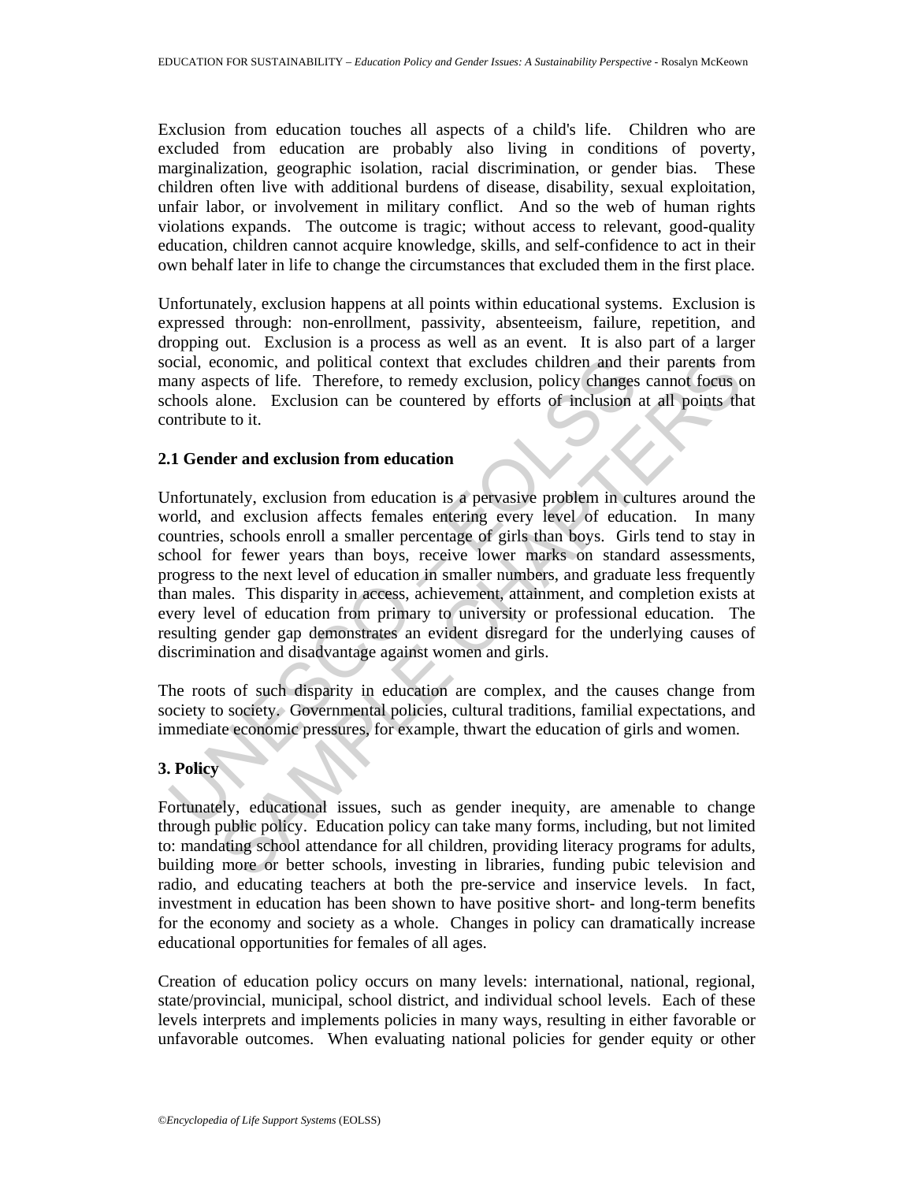Exclusion from education touches all aspects of a child's life. Children who are excluded from education are probably also living in conditions of poverty, marginalization, geographic isolation, racial discrimination, or gender bias. These children often live with additional burdens of disease, disability, sexual exploitation, unfair labor, or involvement in military conflict. And so the web of human rights violations expands. The outcome is tragic; without access to relevant, good-quality education, children cannot acquire knowledge, skills, and self-confidence to act in their own behalf later in life to change the circumstances that excluded them in the first place.

Unfortunately, exclusion happens at all points within educational systems. Exclusion is expressed through: non-enrollment, passivity, absenteeism, failure, repetition, and dropping out. Exclusion is a process as well as an event. It is also part of a larger social, economic, and political context that excludes children and their parents from many aspects of life. Therefore, to remedy exclusion, policy changes cannot focus on schools alone. Exclusion can be countered by efforts of inclusion at all points that contribute to it.

### 2.1 Gender and exclusion from education

Unfortunately, exclusion from education is a pervasive problem in cultures around the world, and exclusion affects females entering every level of education. In many countries, schools enroll a smaller percentage of girls than boys. Girls tend to stay in school for fewer years than boys, receive lower marks on standard assessments, progress to the next level of education in smaller numbers, and graduate less frequently than males. This disparity in access, achievement, attainment, and completion exists at every level of education from primary to university or professional education. The resulting gender gap demonstrates an evident disregard for the underlying causes of discrimination and disadvantage against women and girls.

The roots of such disparity in education are complex, and the causes change from society to society. Governmental policies, cultural traditions, familial expectations, and immediate economic pressures, for example, thwart the education of girls and women.

## 3. Policy

Fortunately, educational issues, such as gender inequity, are amenable to change through public policy. Education policy can take many forms, including, but not limited to: mandating school attendance for all children, providing literacy programs for adults, building more or better schools, investing in libraries, funding pubic television and radio, and educating teachers at both the pre-service and inservice levels. In fact, investment in education has been shown to have positive short- and long-term benefits for the economy and society as a whole. Changes in policy can dramatically increase educational opportunities for females of all ages.

Creation of education policy occurs on many levels: international, national, regional, state/provincial, municipal, school district, and individual school levels. Each of these levels interprets and implements policies in many ways, resulting in either favorable or unfavorable outcomes. When evaluating national policies for gender equity or other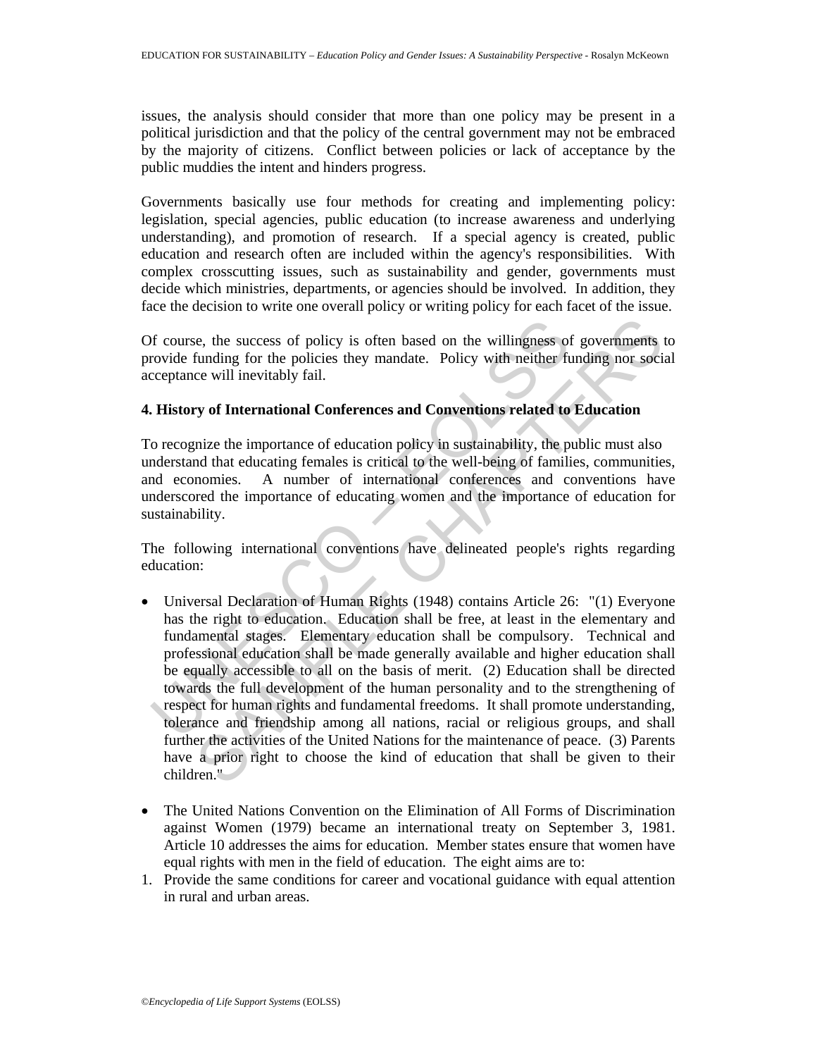issues, the analysis should consider that more than one policy may be present in a political jurisdiction and that the policy of the central government may not be embraced by the majority of citizens. Conflict between policies or lack of acceptance by the public muddies the intent and hinders progress.

Governments basically use four methods for creating and implementing policy: legislation, special agencies, public education (to increase awareness and underlying understanding), and promotion of research. If a special agency is created, public education and research often are included within the agency's responsibilities. With complex crosscutting issues, such as sustainability and gender, governments must decide which ministries, departments, or agencies should be involved. In addition, they face the decision to write one overall policy or writing policy for each facet of the issue.

Of course, the success of policy is often based on the willingness of governments to provide funding for the policies they mandate. Policy with neither funding nor social acceptance will inevitably fail.

## 4. History of International Conferences and Conventions related to Education

To recognize the importance of education policy in sustainability, the public must also understand that educating females is critical to the well-being of families, communities, and economies. A number of international conferences and conventions have underscored the importance of educating women and the importance of education for sustainability.

The following international conventions have delineated people's rights regarding education:

- Universal Declaration of Human Rights (1948) contains Article 26: "(1) Everyone has the right to education. Education shall be free, at least in the elementary and fundamental stages. Elementary education shall be compulsory. Technical and professional education shall be made generally available and higher education shall be equally accessible to all on the basis of merit. (2) Education shall be directed towards the full development of the human personality and to the strengthening of respect for human rights and fundamental freedoms. It shall promote understanding, tolerance and friendship among all nations, racial or religious groups, and shall further the activities of the United Nations for the maintenance of peace. (3) Parents have a prior right to choose the kind of education that shall be given to their children."

- The United Nations Convention on the Elimination of All Forms of Discrimination against Women (1979) became an international treaty on September 3, 1981. Article 10 addresses the aims for education. Member states ensure that women have equal rights with men in the field of education. The eight aims are to:

1. Provide the same conditions for career and vocational guidance with equal attention in rural and urban areas.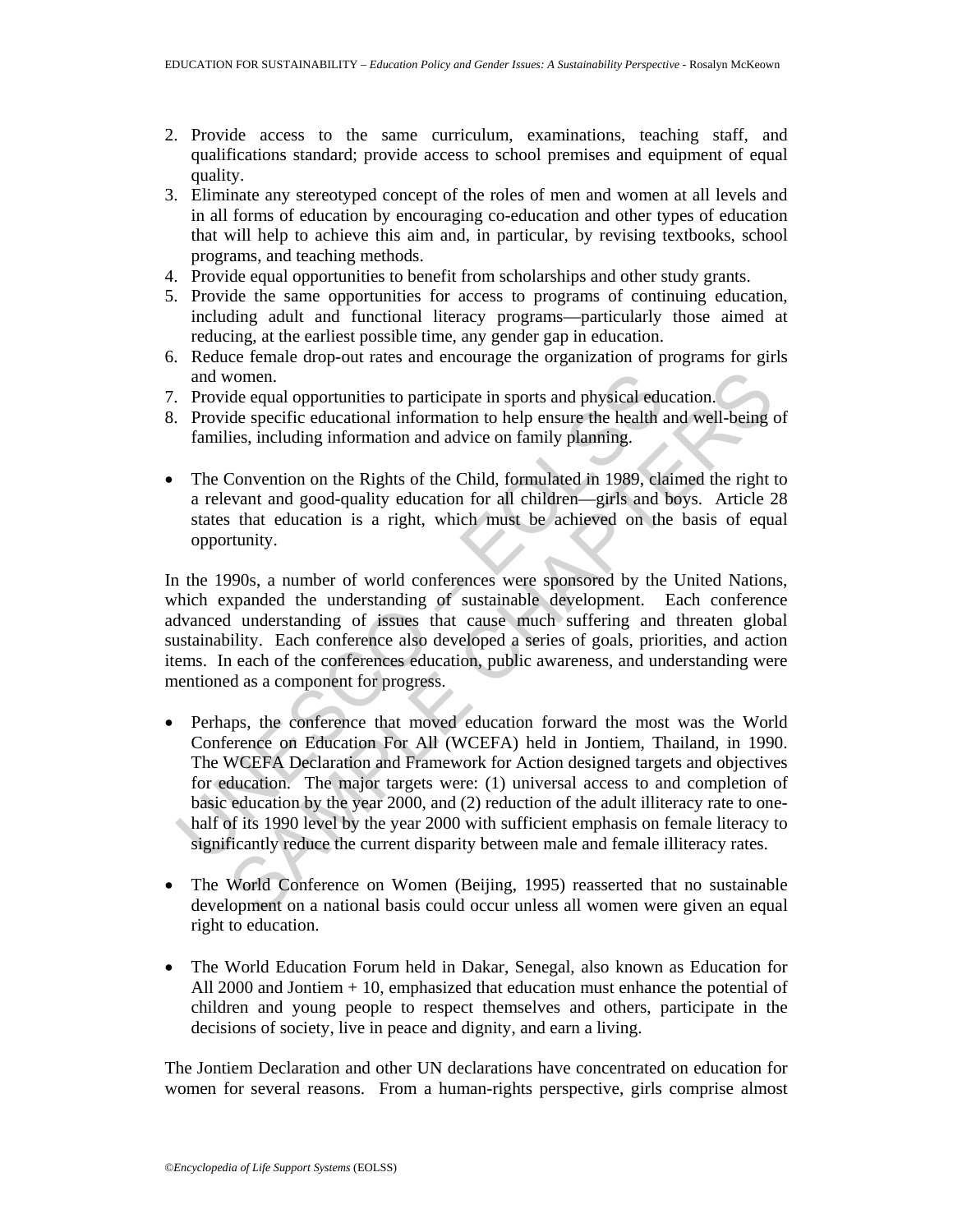2. Provide access to the same curriculum, examinations, teaching staff, and qualifications standard; provide access to school premises and equipment of equal quality.
3. Eliminate any stereotyped concept of the roles of men and women at all levels and in all forms of education by encouraging co-education and other types of education that will help to achieve this aim and, in particular, by revising textbooks, school programs, and teaching methods.
4. Provide equal opportunities to benefit from scholarships and other study grants.
5. Provide the same opportunities for access to programs of continuing education, including adult and functional literacy programs—particularly those aimed at reducing, at the earliest possible time, any gender gap in education.
6. Reduce female drop-out rates and encourage the organization of programs for girls and women.
7. Provide equal opportunities to participate in sports and physical education.
8. Provide specific educational information to help ensure the health and well-being of families, including information and advice on family planning.

- The Convention on the Rights of the Child, formulated in 1989, claimed the right to a relevant and good-quality education for all children—girls and boys. Article 28 states that education is a right, which must be achieved on the basis of equal opportunity.

In the 1990s, a number of world conferences were sponsored by the United Nations, which expanded the understanding of sustainable development. Each conference advanced understanding of issues that cause much suffering and threaten global sustainability. Each conference also developed a series of goals, priorities, and action items. In each of the conferences education, public awareness, and understanding were mentioned as a component for progress.

- Perhaps, the conference that moved education forward the most was the World Conference on Education For All (WCEFA) held in Jontiem, Thailand, in 1990. The WCEFA Declaration and Framework for Action designed targets and objectives for education. The major targets were: (1) universal access to and completion of basic education by the year 2000, and (2) reduction of the adult illiteracy rate to one-half of its 1990 level by the year 2000 with sufficient emphasis on female literacy to significantly reduce the current disparity between male and female illiteracy rates.

- The World Conference on Women (Beijing, 1995) reasserted that no sustainable development on a national basis could occur unless all women were given an equal right to education.

- The World Education Forum held in Dakar, Senegal, also known as Education for All 2000 and Jontiem + 10, emphasized that education must enhance the potential of children and young people to respect themselves and others, participate in the decisions of society, live in peace and dignity, and earn a living.

The Jontiem Declaration and other UN declarations have concentrated on education for women for several reasons. From a human-rights perspective, girls comprise almost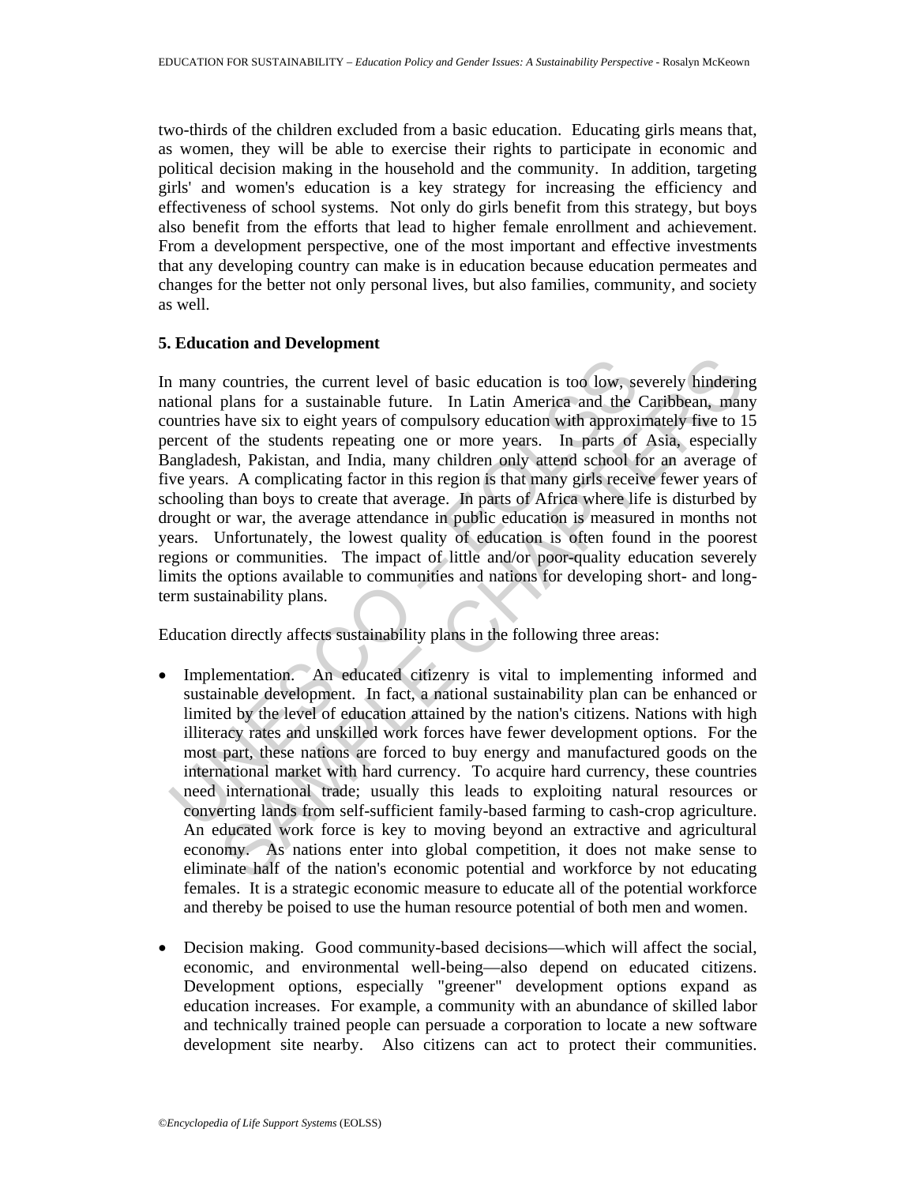two-thirds of the children excluded from a basic education. Educating girls means that, as women, they will be able to exercise their rights to participate in economic and political decision making in the household and the community. In addition, targeting girls' and women's education is a key strategy for increasing the efficiency and effectiveness of school systems. Not only do girls benefit from this strategy, but boys also benefit from the efforts that lead to higher female enrollment and achievement. From a development perspective, one of the most important and effective investments that any developing country can make is in education because education permeates and changes for the better not only personal lives, but also families, community, and society as well.

## 5. Education and Development

In many countries, the current level of basic education is too low, severely hindering national plans for a sustainable future. In Latin America and the Caribbean, many countries have six to eight years of compulsory education with approximately five to 15 percent of the students repeating one or more years. In parts of Asia, especially Bangladesh, Pakistan, and India, many children only attend school for an average of five years. A complicating factor in this region is that many girls receive fewer years of schooling than boys to create that average. In parts of Africa where life is disturbed by drought or war, the average attendance in public education is measured in months not years. Unfortunately, the lowest quality of education is often found in the poorest regions or communities. The impact of little and/or poor-quality education severely limits the options available to communities and nations for developing short- and long-term sustainability plans.

Education directly affects sustainability plans in the following three areas:

- Implementation. An educated citizenry is vital to implementing informed and sustainable development. In fact, a national sustainability plan can be enhanced or limited by the level of education attained by the nation's citizens. Nations with high illiteracy rates and unskilled work forces have fewer development options. For the most part, these nations are forced to buy energy and manufactured goods on the international market with hard currency. To acquire hard currency, these countries need international trade; usually this leads to exploiting natural resources or converting lands from self-sufficient family-based farming to cash-crop agriculture. An educated work force is key to moving beyond an extractive and agricultural economy. As nations enter into global competition, it does not make sense to eliminate half of the nation's economic potential and workforce by not educating females. It is a strategic economic measure to educate all of the potential workforce and thereby be poised to use the human resource potential of both men and women.

- Decision making. Good community-based decisions—which will affect the social, economic, and environmental well-being—also depend on educated citizens. Development options, especially "greener" development options expand as education increases. For example, a community with an abundance of skilled labor and technically trained people can persuade a corporation to locate a new software development site nearby. Also citizens can act to protect their communities.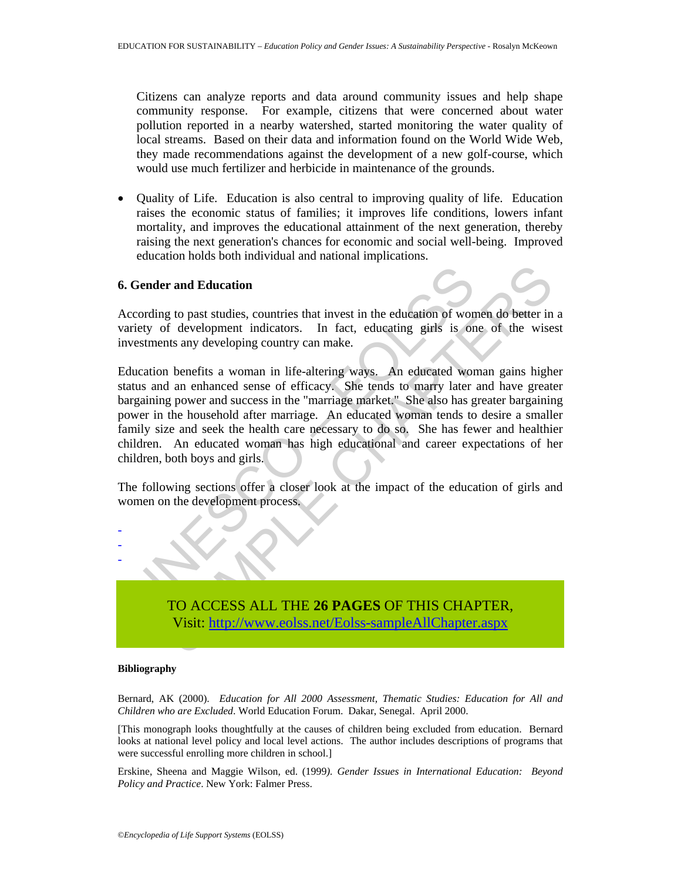Citizens can analyze reports and data around community issues and help shape community response. For example, citizens that were concerned about water pollution reported in a nearby watershed, started monitoring the water quality of local streams. Based on their data and information found on the World Wide Web, they made recommendations against the development of a new golf-course, which would use much fertilizer and herbicide in maintenance of the grounds.

- Quality of Life. Education is also central to improving quality of life. Education raises the economic status of families; it improves life conditions, lowers infant mortality, and improves the educational attainment of the next generation, thereby raising the next generation's chances for economic and social well-being. Improved education holds both individual and national implications.

## 6. Gender and Education

According to past studies, countries that invest in the education of women do better in a variety of development indicators. In fact, educating girls is one of the wisest investments any developing country can make.

Education benefits a woman in life-altering ways. An educated woman gains higher status and an enhanced sense of efficacy. She tends to marry later and have greater bargaining power and success in the "marriage market." She also has greater bargaining power in the household after marriage. An educated woman tends to desire a smaller family size and seek the health care necessary to do so. She has fewer and healthier children. An educated woman has high educational and career expectations of her children, both boys and girls.

The following sections offer a closer look at the impact of the education of girls and women on the development process.

-
-
-

TO ACCESS ALL THE **26 PAGES** OF THIS CHAPTER,
Visit: [http://www.eolss.net/Eolss-sampleAllChapter.aspx](http://www.eolss.net/Eolss-sampleAllChapter.aspx)

### Bibliography

Bernard, AK (2000). *Education for All 2000 Assessment, Thematic Studies: Education for All and Children who are Excluded*. World Education Forum. Dakar, Senegal. April 2000.

[This monograph looks thoughtfully at the causes of children being excluded from education. Bernard looks at national level policy and local level actions. The author includes descriptions of programs that were successful enrolling more children in school.]

Erskine, Sheena and Maggie Wilson, ed. (1999). *Gender Issues in International Education: Beyond Policy and Practice*. New York: Falmer Press.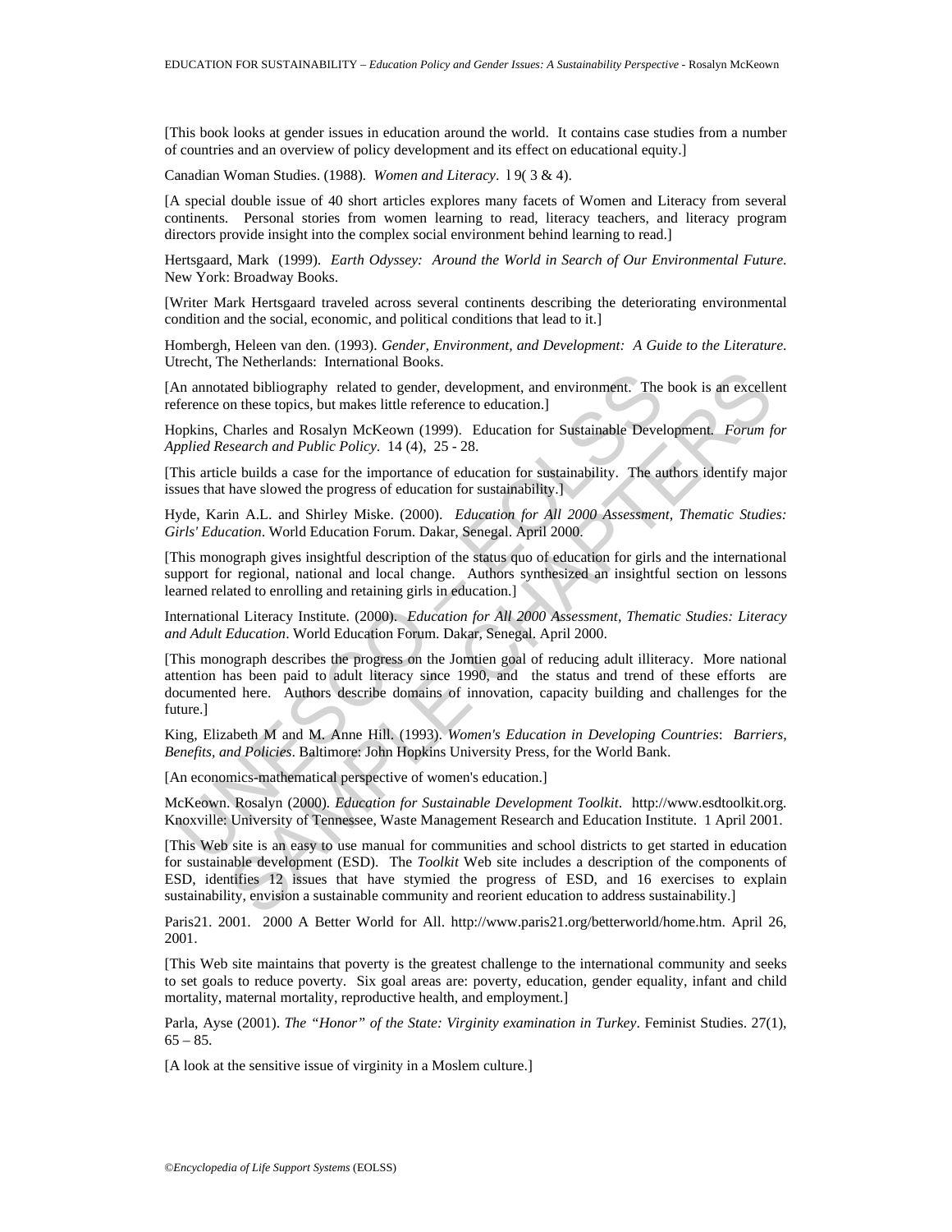[This book looks at gender issues in education around the world. It contains case studies from a number of countries and an overview of policy development and its effect on educational equity.]

Canadian Woman Studies. (1988). *Women and Literacy*. l 9( 3 & 4).

[A special double issue of 40 short articles explores many facets of Women and Literacy from several continents. Personal stories from women learning to read, literacy teachers, and literacy program directors provide insight into the complex social environment behind learning to read.]

Hertsgaard, Mark (1999). *Earth Odyssey: Around the World in Search of Our Environmental Future*. New York: Broadway Books.

[Writer Mark Hertsgaard traveled across several continents describing the deteriorating environmental condition and the social, economic, and political conditions that lead to it.]

Hombergh, Heleen van den. (1993). *Gender, Environment, and Development: A Guide to the Literature*. Utrecht, The Netherlands: International Books.

[An annotated bibliography related to gender, development, and environment. The book is an excellent reference on these topics, but makes little reference to education.]

Hopkins, Charles and Rosalyn McKeown (1999). Education for Sustainable Development. *Forum for Applied Research and Public Policy*. 14 (4), 25 - 28.

[This article builds a case for the importance of education for sustainability. The authors identify major issues that have slowed the progress of education for sustainability.]

Hyde, Karin A.L. and Shirley Miske. (2000). *Education for All 2000 Assessment, Thematic Studies: Girls' Education*. World Education Forum. Dakar, Senegal. April 2000.

[This monograph gives insightful description of the status quo of education for girls and the international support for regional, national and local change. Authors synthesized an insightful section on lessons learned related to enrolling and retaining girls in education.]

International Literacy Institute. (2000). *Education for All 2000 Assessment, Thematic Studies: Literacy and Adult Education*. World Education Forum. Dakar, Senegal. April 2000.

[This monograph describes the progress on the Jomtien goal of reducing adult illiteracy. More national attention has been paid to adult literacy since 1990, and the status and trend of these efforts are documented here. Authors describe domains of innovation, capacity building and challenges for the future.]

King, Elizabeth M and M. Anne Hill. (1993). *Women's Education in Developing Countries: Barriers, Benefits, and Policies*. Baltimore: John Hopkins University Press, for the World Bank.

[An economics-mathematical perspective of women's education.]

McKeown. Rosalyn (2000). *Education for Sustainable Development Toolkit*. http://www.esdtoolkit.org. Knoxville: University of Tennessee, Waste Management Research and Education Institute. 1 April 2001.

[This Web site is an easy to use manual for communities and school districts to get started in education for sustainable development (ESD). The *Toolkit* Web site includes a description of the components of ESD, identifies 12 issues that have stymied the progress of ESD, and 16 exercises to explain sustainability, envision a sustainable community and reorient education to address sustainability.]

Paris21. 2001. 2000 A Better World for All. http://www.paris21.org/betterworld/home.htm. April 26, 2001.

[This Web site maintains that poverty is the greatest challenge to the international community and seeks to set goals to reduce poverty. Six goal areas are: poverty, education, gender equality, infant and child mortality, maternal mortality, reproductive health, and employment.]

Parla, Ayse (2001). *The "Honor" of the State: Virginity examination in Turkey*. Feminist Studies. 27(1), 65 – 85.

[A look at the sensitive issue of virginity in a Moslem culture.]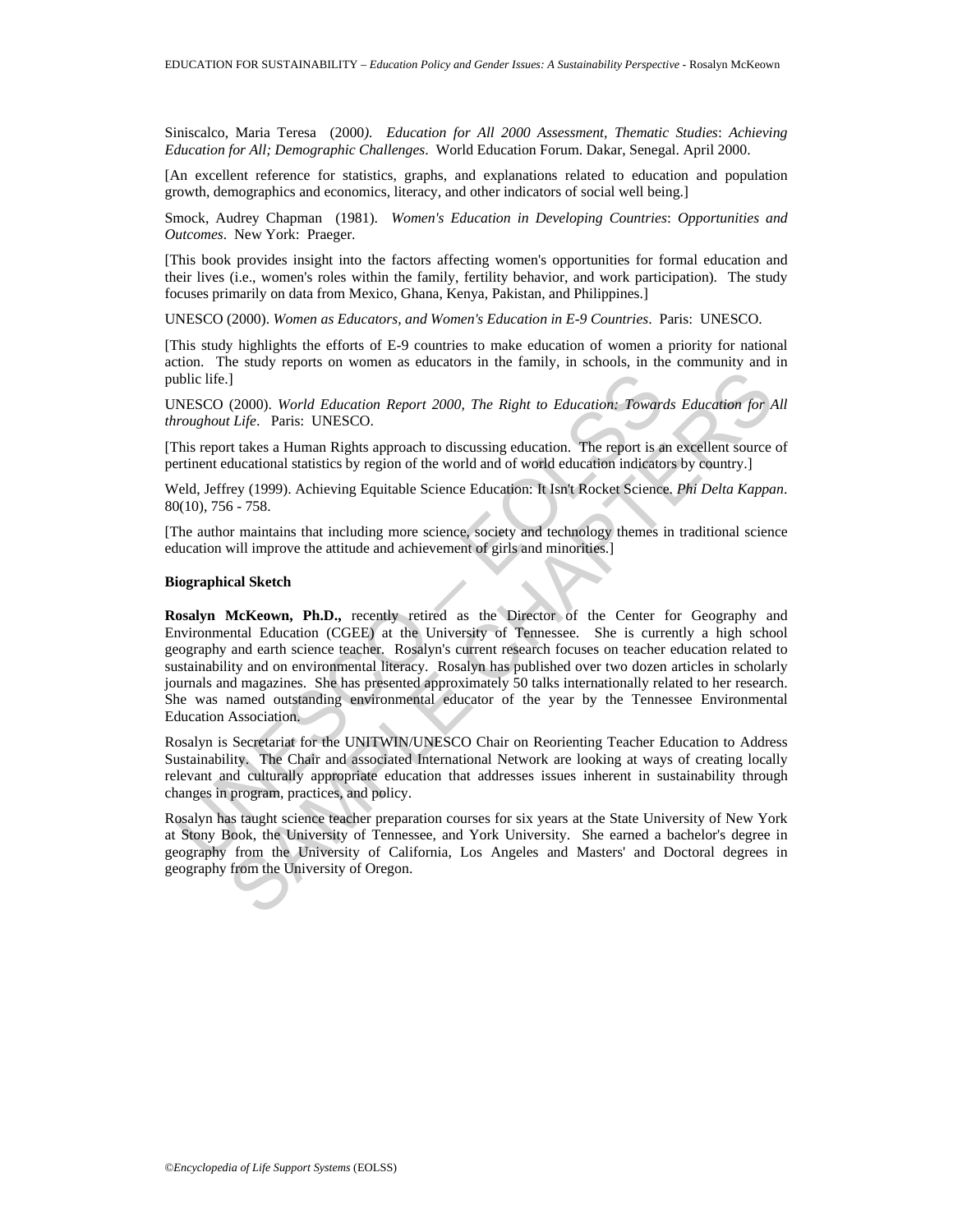Siniscalco, Maria Teresa (2000). *Education for All 2000 Assessment, Thematic Studies*: *Achieving Education for All; Demographic Challenges*. World Education Forum. Dakar, Senegal. April 2000.

[An excellent reference for statistics, graphs, and explanations related to education and population growth, demographics and economics, literacy, and other indicators of social well being.]

Smock, Audrey Chapman (1981). *Women's Education in Developing Countries*: *Opportunities and Outcomes*. New York: Praeger.

[This book provides insight into the factors affecting women's opportunities for formal education and their lives (i.e., women's roles within the family, fertility behavior, and work participation). The study focuses primarily on data from Mexico, Ghana, Kenya, Pakistan, and Philippines.]

UNESCO (2000). *Women as Educators, and Women's Education in E-9 Countries*. Paris: UNESCO.

[This study highlights the efforts of E-9 countries to make education of women a priority for national action. The study reports on women as educators in the family, in schools, in the community and in public life.]

UNESCO (2000). *World Education Report 2000, The Right to Education: Towards Education for All throughout Life*. Paris: UNESCO.

[This report takes a Human Rights approach to discussing education. The report is an excellent source of pertinent educational statistics by region of the world and of world education indicators by country.]

Weld, Jeffrey (1999). Achieving Equitable Science Education: It Isn't Rocket Science. *Phi Delta Kappan*. 80(10), 756 - 758.

[The author maintains that including more science, society and technology themes in traditional science education will improve the attitude and achievement of girls and minorities.]

**Biographical Sketch**

**Rosalyn McKeown, Ph.D.,** recently retired as the Director of the Center for Geography and Environmental Education (CGEE) at the University of Tennessee. She is currently a high school geography and earth science teacher. Rosalyn's current research focuses on teacher education related to sustainability and on environmental literacy. Rosalyn has published over two dozen articles in scholarly journals and magazines. She has presented approximately 50 talks internationally related to her research. She was named outstanding environmental educator of the year by the Tennessee Environmental Education Association.

Rosalyn is Secretariat for the UNITWIN/UNESCO Chair on Reorienting Teacher Education to Address Sustainability. The Chair and associated International Network are looking at ways of creating locally relevant and culturally appropriate education that addresses issues inherent in sustainability through changes in program, practices, and policy.

Rosalyn has taught science teacher preparation courses for six years at the State University of New York at Stony Book, the University of Tennessee, and York University. She earned a bachelor's degree in geography from the University of California, Los Angeles and Masters' and Doctoral degrees in geography from the University of Oregon.